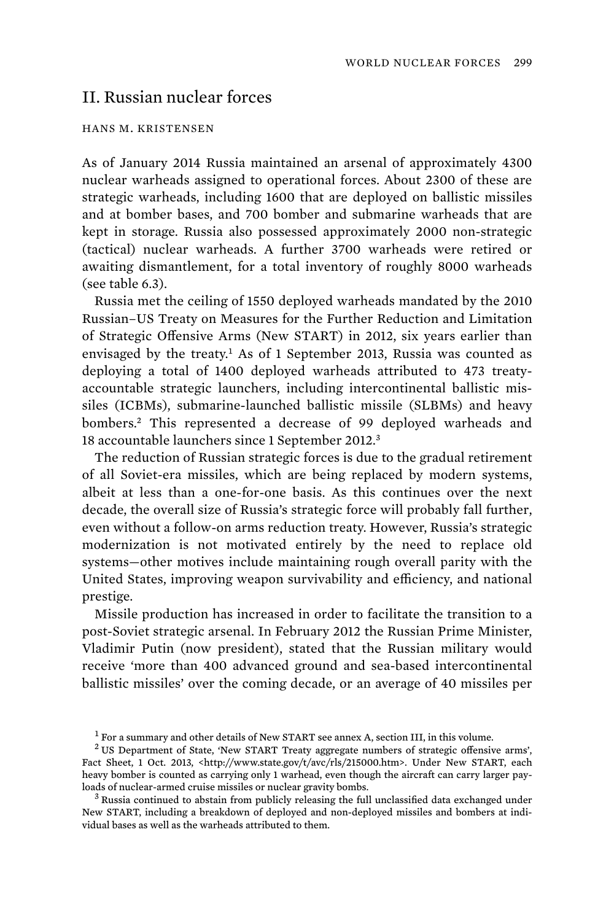## II. Russian nuclear forces

HANS M. KRISTENSEN

As of January 2014 Russia maintained an arsenal of approximately 4300 nuclear warheads assigned to operational forces. About 2300 of these are strategic warheads, including 1600 that are deployed on ballistic missiles and at bomber bases, and 700 bomber and submarine warheads that are kept in storage. Russia also possessed approximately 2000 non-strategic (tactical) nuclear warheads. A further 3700 warheads were retired or awaiting dismantlement, for a total inventory of roughly 8000 warheads (see table 6.3).

Russia met the ceiling of 1550 deployed warheads mandated by the 2010 Russian–US Treaty on Measures for the Further Reduction and Limitation of Strategic Offensive Arms (New START) in 2012, six years earlier than envisaged by the treaty.[1] As of 1 September 2013, Russia was counted as deploying a total of 1400 deployed warheads attributed to 473 treaty-accountable strategic launchers, including intercontinental ballistic missiles (ICBMs), submarine-launched ballistic missile (SLBMs) and heavy bombers.[2] This represented a decrease of 99 deployed warheads and 18 accountable launchers since 1 September 2012.[3]

The reduction of Russian strategic forces is due to the gradual retirement of all Soviet-era missiles, which are being replaced by modern systems, albeit at less than a one-for-one basis. As this continues over the next decade, the overall size of Russia's strategic force will probably fall further, even without a follow-on arms reduction treaty. However, Russia's strategic modernization is not motivated entirely by the need to replace old systems—other motives include maintaining rough overall parity with the United States, improving weapon survivability and efficiency, and national prestige.

Missile production has increased in order to facilitate the transition to a post-Soviet strategic arsenal. In February 2012 the Russian Prime Minister, Vladimir Putin (now president), stated that the Russian military would receive 'more than 400 advanced ground and sea-based intercontinental ballistic missiles' over the coming decade, or an average of 40 missiles per

[1] For a summary and other details of New START see annex A, section III, in this volume.

[2] US Department of State, 'New START Treaty aggregate numbers of strategic offensive arms', Fact Sheet, 1 Oct. 2013, <http://www.state.gov/t/avc/rls/215000.htm>. Under New START, each heavy bomber is counted as carrying only 1 warhead, even though the aircraft can carry larger payloads of nuclear-armed cruise missiles or nuclear gravity bombs.

[3] Russia continued to abstain from publicly releasing the full unclassified data exchanged under New START, including a breakdown of deployed and non-deployed missiles and bombers at individual bases as well as the warheads attributed to them.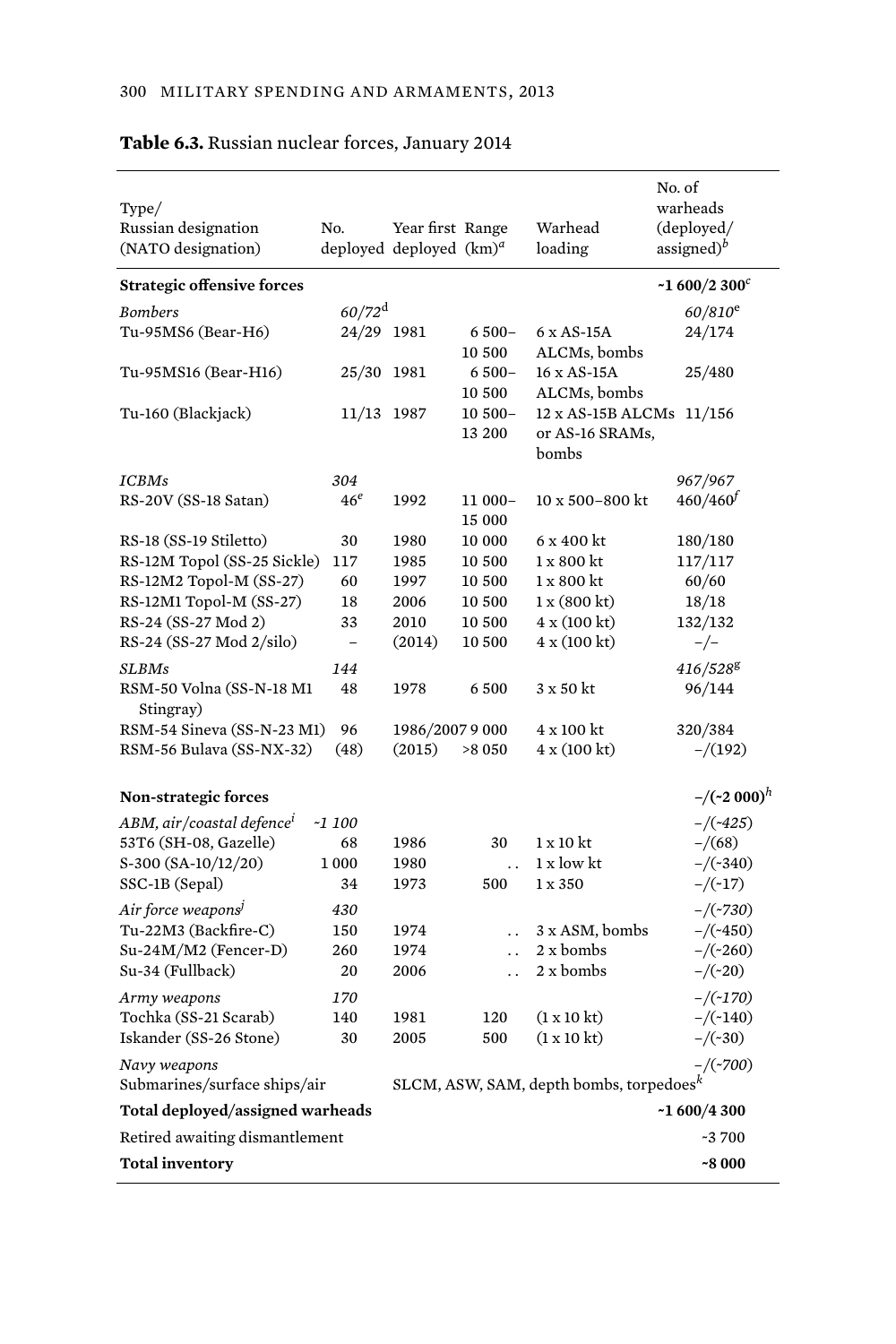**Table 6.3.** Russian nuclear forces, January 2014

| Type/ Russian designation (NATO designation) | No. deployed | Year first deployed | Range (km)[a] | Warhead loading | No. of warheads (deployed/ assigned)[b] |
|---|---|---|---|---|---|
| **Strategic offensive forces** | | | | | **~1 600/2 300**[c] |
| *Bombers* | *60/72*[d] | | | | *60/810*[e] |
| Tu-95MS6 (Bear-H6) | 24/29 | 1981 | 6 500–10 500 | 6 x AS-15A ALCMs, bombs | 24/174 |
| Tu-95MS16 (Bear-H16) | 25/30 | 1981 | 6 500–10 500 | 16 x AS-15A ALCMs, bombs | 25/480 |
| Tu-160 (Blackjack) | 11/13 | 1987 | 10 500–13 200 | 12 x AS-15B ALCMs or AS-16 SRAMs, bombs | 11/156 |
| *ICBMs* | *304* | | | | *967/967* |
| RS-20V (SS-18 Satan) | 46[e] | 1992 | 11 000–15 000 | 10 x 500–800 kt | 460/460[f] |
| RS-18 (SS-19 Stiletto) | 30 | 1980 | 10 000 | 6 x 400 kt | 180/180 |
| RS-12M Topol (SS-25 Sickle) | 117 | 1985 | 10 500 | 1 x 800 kt | 117/117 |
| RS-12M2 Topol-M (SS-27) | 60 | 1997 | 10 500 | 1 x 800 kt | 60/60 |
| RS-12M1 Topol-M (SS-27) | 18 | 2006 | 10 500 | 1 x (800 kt) | 18/18 |
| RS-24 (SS-27 Mod 2) | 33 | 2010 | 10 500 | 4 x (100 kt) | 132/132 |
| RS-24 (SS-27 Mod 2/silo) | – | (2014) | 10 500 | 4 x (100 kt) | –/– |
| *SLBMs* | *144* | | | | *416/528*[g] |
| RSM-50 Volna (SS-N-18 M1 Stingray) | 48 | 1978 | 6 500 | 3 x 50 kt | 96/144 |
| RSM-54 Sineva (SS-N-23 M1) | 96 | 1986/2007 | 9 000 | 4 x 100 kt | 320/384 |
| RSM-56 Bulava (SS-NX-32) | (48) | (2015) | >8 050 | 4 x (100 kt) | –/(192) |
| **Non-strategic forces** | | | | | **–/(~2 000)**[h] |
| *ABM, air/coastal defence*[i] | *~1 100* | | | | *–/(~425)* |
| 53T6 (SH-08, Gazelle) | 68 | 1986 | 30 | 1 x 10 kt | –/(68) |
| S-300 (SA-10/12/20) | 1 000 | 1980 | . . | 1 x low kt | –/(~340) |
| SSC-1B (Sepal) | 34 | 1973 | 500 | 1 x 350 | –/(~17) |
| *Air force weapons*[j] | *430* | | | | *–/(~730)* |
| Tu-22M3 (Backfire-C) | 150 | 1974 | . . | 3 x ASM, bombs | –/(~450) |
| Su-24M/M2 (Fencer-D) | 260 | 1974 | . . | 2 x bombs | –/(~260) |
| Su-34 (Fullback) | 20 | 2006 | . . | 2 x bombs | –/(~20) |
| *Army weapons* | *170* | | | | *–/(~170)* |
| Tochka (SS-21 Scarab) | 140 | 1981 | 120 | (1 x 10 kt) | –/(~140) |
| Iskander (SS-26 Stone) | 30 | 2005 | 500 | (1 x 10 kt) | –/(~30) |
| *Navy weapons* | | | | | *–/(~700)* |
| Submarines/surface ships/air | | SLCM, ASW, SAM, depth bombs, torpedoes[k] | | | |
| **Total deployed/assigned warheads** | | | | | **~1 600/4 300** |
| Retired awaiting dismantlement | | | | | ~3 700 |
| **Total inventory** | | | | | **~8 000** |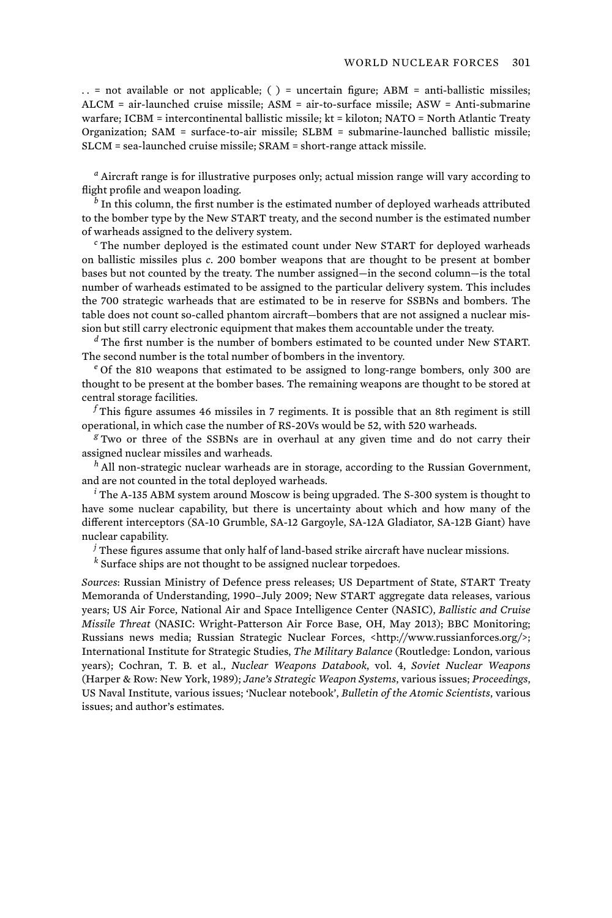. . = not available or not applicable; ( ) = uncertain figure; ABM = anti-ballistic missiles; ALCM = air-launched cruise missile; ASM = air-to-surface missile; ASW = Anti-submarine warfare; ICBM = intercontinental ballistic missile; kt = kiloton; NATO = North Atlantic Treaty Organization; SAM = surface-to-air missile; SLBM = submarine-launched ballistic missile; SLCM = sea-launched cruise missile; SRAM = short-range attack missile.

[a] Aircraft range is for illustrative purposes only; actual mission range will vary according to flight profile and weapon loading.

[b] In this column, the first number is the estimated number of deployed warheads attributed to the bomber type by the New START treaty, and the second number is the estimated number of warheads assigned to the delivery system.

[c] The number deployed is the estimated count under New START for deployed warheads on ballistic missiles plus *c.* 200 bomber weapons that are thought to be present at bomber bases but not counted by the treaty. The number assigned—in the second column—is the total number of warheads estimated to be assigned to the particular delivery system. This includes the 700 strategic warheads that are estimated to be in reserve for SSBNs and bombers. The table does not count so-called phantom aircraft—bombers that are not assigned a nuclear mission but still carry electronic equipment that makes them accountable under the treaty.

[d] The first number is the number of bombers estimated to be counted under New START. The second number is the total number of bombers in the inventory.

[e] Of the 810 weapons that estimated to be assigned to long-range bombers, only 300 are thought to be present at the bomber bases. The remaining weapons are thought to be stored at central storage facilities.

[f] This figure assumes 46 missiles in 7 regiments. It is possible that an 8th regiment is still operational, in which case the number of RS-20Vs would be 52, with 520 warheads.

[g] Two or three of the SSBNs are in overhaul at any given time and do not carry their assigned nuclear missiles and warheads.

[h] All non-strategic nuclear warheads are in storage, according to the Russian Government, and are not counted in the total deployed warheads.

[i] The A-135 ABM system around Moscow is being upgraded. The S-300 system is thought to have some nuclear capability, but there is uncertainty about which and how many of the different interceptors (SA-10 Grumble, SA-12 Gargoyle, SA-12A Gladiator, SA-12B Giant) have nuclear capability.

[j] These figures assume that only half of land-based strike aircraft have nuclear missions.

[k] Surface ships are not thought to be assigned nuclear torpedoes.

*Sources*: Russian Ministry of Defence press releases; US Department of State, START Treaty Memoranda of Understanding, 1990–July 2009; New START aggregate data releases, various years; US Air Force, National Air and Space Intelligence Center (NASIC), *Ballistic and Cruise Missile Threat* (NASIC: Wright-Patterson Air Force Base, OH, May 2013); BBC Monitoring; Russians news media; Russian Strategic Nuclear Forces, <http://www.russianforces.org/>; International Institute for Strategic Studies, *The Military Balance* (Routledge: London, various years); Cochran, T. B. et al., *Nuclear Weapons Databook*, vol. 4, *Soviet Nuclear Weapons* (Harper & Row: New York, 1989); *Jane's Strategic Weapon Systems*, various issues; *Proceedings*, US Naval Institute, various issues; 'Nuclear notebook', *Bulletin of the Atomic Scientists*, various issues; and author's estimates.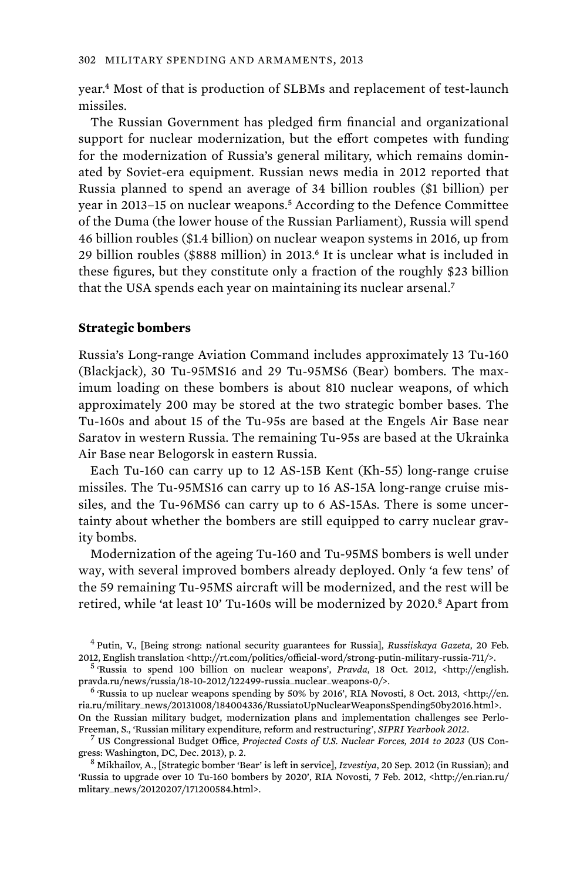year.[4] Most of that is production of SLBMs and replacement of test-launch missiles.

The Russian Government has pledged firm financial and organizational support for nuclear modernization, but the effort competes with funding for the modernization of Russia's general military, which remains dominated by Soviet-era equipment. Russian news media in 2012 reported that Russia planned to spend an average of 34 billion roubles ($1 billion) per year in 2013–15 on nuclear weapons.[5] According to the Defence Committee of the Duma (the lower house of the Russian Parliament), Russia will spend 46 billion roubles ($1.4 billion) on nuclear weapon systems in 2016, up from 29 billion roubles ($888 million) in 2013.[6] It is unclear what is included in these figures, but they constitute only a fraction of the roughly $23 billion that the USA spends each year on maintaining its nuclear arsenal.[7]

### Strategic bombers

Russia's Long-range Aviation Command includes approximately 13 Tu-160 (Blackjack), 30 Tu-95MS16 and 29 Tu-95MS6 (Bear) bombers. The maximum loading on these bombers is about 810 nuclear weapons, of which approximately 200 may be stored at the two strategic bomber bases. The Tu-160s and about 15 of the Tu-95s are based at the Engels Air Base near Saratov in western Russia. The remaining Tu-95s are based at the Ukrainka Air Base near Belogorsk in eastern Russia.

Each Tu-160 can carry up to 12 AS-15B Kent (Kh-55) long-range cruise missiles. The Tu-95MS16 can carry up to 16 AS-15A long-range cruise missiles, and the Tu-96MS6 can carry up to 6 AS-15As. There is some uncertainty about whether the bombers are still equipped to carry nuclear gravity bombs.

Modernization of the ageing Tu-160 and Tu-95MS bombers is well under way, with several improved bombers already deployed. Only 'a few tens' of the 59 remaining Tu-95MS aircraft will be modernized, and the rest will be retired, while 'at least 10' Tu-160s will be modernized by 2020.[8] Apart from

[4] Putin, V., [Being strong: national security guarantees for Russia], *Russiiskaya Gazeta*, 20 Feb. 2012, English translation <http://rt.com/politics/official-word/strong-putin-military-russia-711/>.

[5] 'Russia to spend 100 billion on nuclear weapons', *Pravda*, 18 Oct. 2012, <http://english.pravda.ru/news/russia/18-10-2012/122499-russia_nuclear_weapons-0/>.

[6] 'Russia to up nuclear weapons spending by 50% by 2016', RIA Novosti, 8 Oct. 2013, <http://en.ria.ru/military_news/20131008/184004336/RussiatoUpNuclearWeaponsSpending50by2016.html>. On the Russian military budget, modernization plans and implementation challenges see Perlo-Freeman, S., 'Russian military expenditure, reform and restructuring', *SIPRI Yearbook 2012*.

[7] US Congressional Budget Office, *Projected Costs of U.S. Nuclear Forces, 2014 to 2023* (US Congress: Washington, DC, Dec. 2013), p. 2.

[8] Mikhailov, A., [Strategic bomber 'Bear' is left in service], *Izvestiya*, 20 Sep. 2012 (in Russian); and 'Russia to upgrade over 10 Tu-160 bombers by 2020', RIA Novosti, 7 Feb. 2012, <http://en.rian.ru/mlitary_news/20120207/171200584.html>.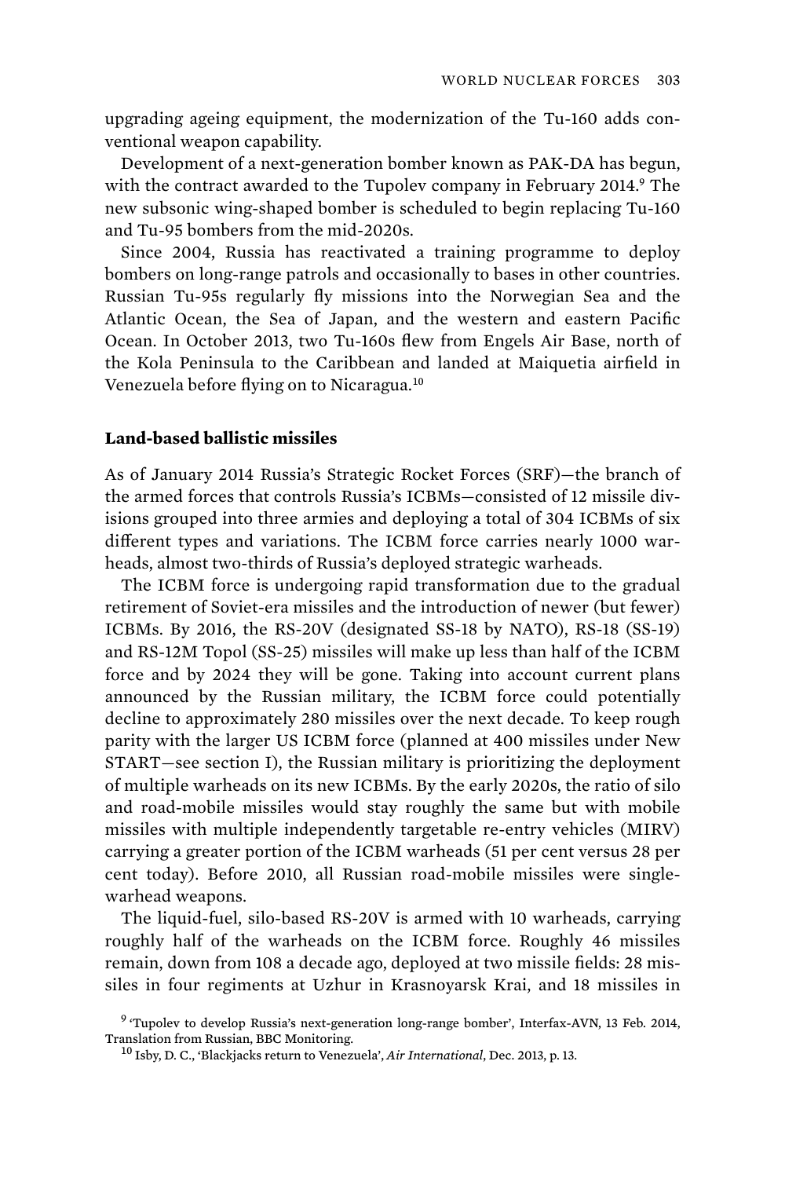upgrading ageing equipment, the modernization of the Tu-160 adds conventional weapon capability.

Development of a next-generation bomber known as PAK-DA has begun, with the contract awarded to the Tupolev company in February 2014.[9] The new subsonic wing-shaped bomber is scheduled to begin replacing Tu-160 and Tu-95 bombers from the mid-2020s.

Since 2004, Russia has reactivated a training programme to deploy bombers on long-range patrols and occasionally to bases in other countries. Russian Tu-95s regularly fly missions into the Norwegian Sea and the Atlantic Ocean, the Sea of Japan, and the western and eastern Pacific Ocean. In October 2013, two Tu-160s flew from Engels Air Base, north of the Kola Peninsula to the Caribbean and landed at Maiquetia airfield in Venezuela before flying on to Nicaragua.[10]

**Land-based ballistic missiles**

As of January 2014 Russia's Strategic Rocket Forces (SRF)—the branch of the armed forces that controls Russia's ICBMs—consisted of 12 missile divisions grouped into three armies and deploying a total of 304 ICBMs of six different types and variations. The ICBM force carries nearly 1000 warheads, almost two-thirds of Russia's deployed strategic warheads.

The ICBM force is undergoing rapid transformation due to the gradual retirement of Soviet-era missiles and the introduction of newer (but fewer) ICBMs. By 2016, the RS-20V (designated SS-18 by NATO), RS-18 (SS-19) and RS-12M Topol (SS-25) missiles will make up less than half of the ICBM force and by 2024 they will be gone. Taking into account current plans announced by the Russian military, the ICBM force could potentially decline to approximately 280 missiles over the next decade. To keep rough parity with the larger US ICBM force (planned at 400 missiles under New START—see section I), the Russian military is prioritizing the deployment of multiple warheads on its new ICBMs. By the early 2020s, the ratio of silo and road-mobile missiles would stay roughly the same but with mobile missiles with multiple independently targetable re-entry vehicles (MIRV) carrying a greater portion of the ICBM warheads (51 per cent versus 28 per cent today). Before 2010, all Russian road-mobile missiles were single-warhead weapons.

The liquid-fuel, silo-based RS-20V is armed with 10 warheads, carrying roughly half of the warheads on the ICBM force. Roughly 46 missiles remain, down from 108 a decade ago, deployed at two missile fields: 28 missiles in four regiments at Uzhur in Krasnoyarsk Krai, and 18 missiles in

[9] 'Tupolev to develop Russia's next-generation long-range bomber', Interfax-AVN, 13 Feb. 2014, Translation from Russian, BBC Monitoring.

[10] Isby, D. C., 'Blackjacks return to Venezuela', *Air International*, Dec. 2013, p. 13.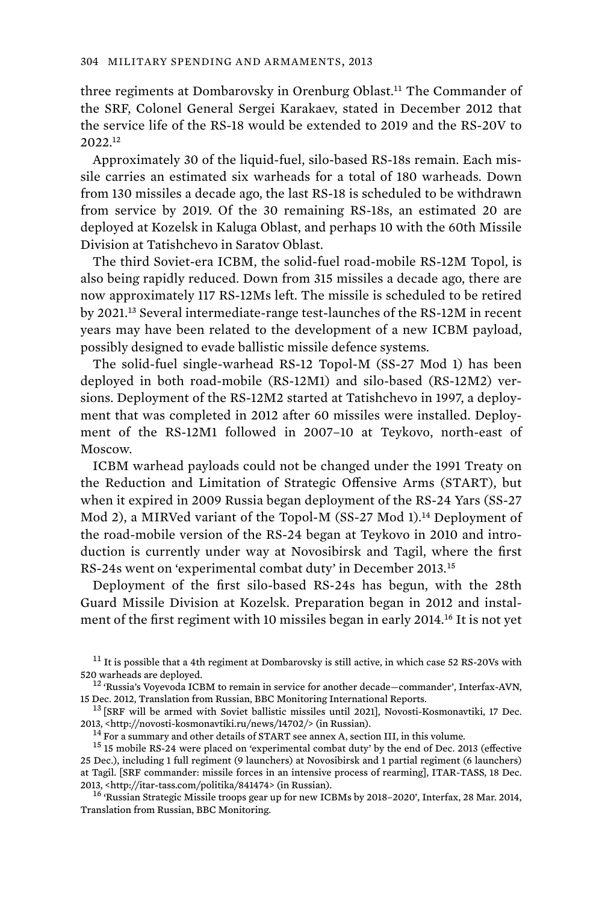three regiments at Dombarovsky in Orenburg Oblast.[11] The Commander of the SRF, Colonel General Sergei Karakaev, stated in December 2012 that the service life of the RS-18 would be extended to 2019 and the RS-20V to 2022.[12]

Approximately 30 of the liquid-fuel, silo-based RS-18s remain. Each missile carries an estimated six warheads for a total of 180 warheads. Down from 130 missiles a decade ago, the last RS-18 is scheduled to be withdrawn from service by 2019. Of the 30 remaining RS-18s, an estimated 20 are deployed at Kozelsk in Kaluga Oblast, and perhaps 10 with the 60th Missile Division at Tatishchevo in Saratov Oblast.

The third Soviet-era ICBM, the solid-fuel road-mobile RS-12M Topol, is also being rapidly reduced. Down from 315 missiles a decade ago, there are now approximately 117 RS-12Ms left. The missile is scheduled to be retired by 2021.[13] Several intermediate-range test-launches of the RS-12M in recent years may have been related to the development of a new ICBM payload, possibly designed to evade ballistic missile defence systems.

The solid-fuel single-warhead RS-12 Topol-M (SS-27 Mod 1) has been deployed in both road-mobile (RS-12M1) and silo-based (RS-12M2) versions. Deployment of the RS-12M2 started at Tatishchevo in 1997, a deployment that was completed in 2012 after 60 missiles were installed. Deployment of the RS-12M1 followed in 2007–10 at Teykovo, north-east of Moscow.

ICBM warhead payloads could not be changed under the 1991 Treaty on the Reduction and Limitation of Strategic Offensive Arms (START), but when it expired in 2009 Russia began deployment of the RS-24 Yars (SS-27 Mod 2), a MIRVed variant of the Topol-M (SS-27 Mod 1).[14] Deployment of the road-mobile version of the RS-24 began at Teykovo in 2010 and introduction is currently under way at Novosibirsk and Tagil, where the first RS-24s went on 'experimental combat duty' in December 2013.[15]

Deployment of the first silo-based RS-24s has begun, with the 28th Guard Missile Division at Kozelsk. Preparation began in 2012 and installment of the first regiment with 10 missiles began in early 2014.[16] It is not yet

---

[11] It is possible that a 4th regiment at Dombarovsky is still active, in which case 52 RS-20Vs with 520 warheads are deployed.

[12] 'Russia's Voyevoda ICBM to remain in service for another decade—commander', Interfax-AVN, 15 Dec. 2012, Translation from Russian, BBC Monitoring International Reports.

[13] [SRF will be armed with Soviet ballistic missiles until 2021], Novosti-Kosmonavtiki, 17 Dec. 2013, <http://novosti-kosmonavtiki.ru/news/14702/> (in Russian).

[14] For a summary and other details of START see annex A, section III, in this volume.

[15] 15 mobile RS-24 were placed on 'experimental combat duty' by the end of Dec. 2013 (effective 25 Dec.), including 1 full regiment (9 launchers) at Novosibirsk and 1 partial regiment (6 launchers) at Tagil. [SRF commander: missile forces in an intensive process of rearming], ITAR-TASS, 18 Dec. 2013, <http://itar-tass.com/politika/841474> (in Russian).

[16] 'Russian Strategic Missile troops gear up for new ICBMs by 2018–2020', Interfax, 28 Mar. 2014, Translation from Russian, BBC Monitoring.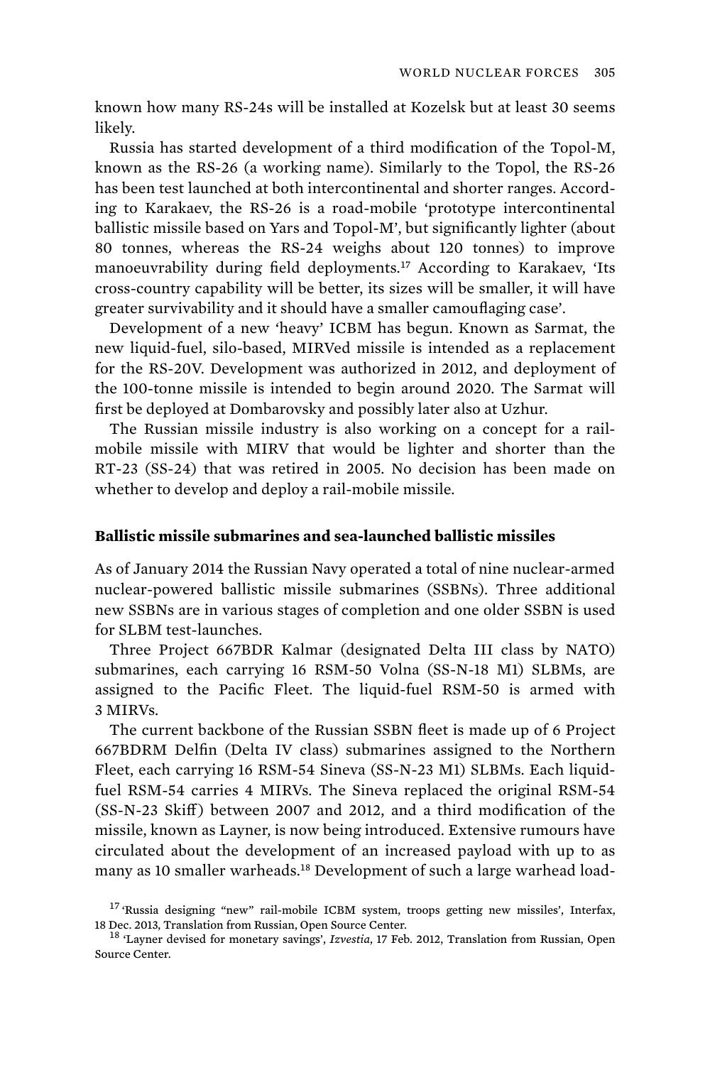known how many RS-24s will be installed at Kozelsk but at least 30 seems likely.

Russia has started development of a third modification of the Topol-M, known as the RS-26 (a working name). Similarly to the Topol, the RS-26 has been test launched at both intercontinental and shorter ranges. According to Karakaev, the RS-26 is a road-mobile 'prototype intercontinental ballistic missile based on Yars and Topol-M', but significantly lighter (about 80 tonnes, whereas the RS-24 weighs about 120 tonnes) to improve manoeuvrability during field deployments.[17] According to Karakaev, 'Its cross-country capability will be better, its sizes will be smaller, it will have greater survivability and it should have a smaller camouflaging case'.

Development of a new 'heavy' ICBM has begun. Known as Sarmat, the new liquid-fuel, silo-based, MIRVed missile is intended as a replacement for the RS-20V. Development was authorized in 2012, and deployment of the 100-tonne missile is intended to begin around 2020. The Sarmat will first be deployed at Dombarovsky and possibly later also at Uzhur.

The Russian missile industry is also working on a concept for a rail-mobile missile with MIRV that would be lighter and shorter than the RT-23 (SS-24) that was retired in 2005. No decision has been made on whether to develop and deploy a rail-mobile missile.

## Ballistic missile submarines and sea-launched ballistic missiles

As of January 2014 the Russian Navy operated a total of nine nuclear-armed nuclear-powered ballistic missile submarines (SSBNs). Three additional new SSBNs are in various stages of completion and one older SSBN is used for SLBM test-launches.

Three Project 667BDR Kalmar (designated Delta III class by NATO) submarines, each carrying 16 RSM-50 Volna (SS-N-18 M1) SLBMs, are assigned to the Pacific Fleet. The liquid-fuel RSM-50 is armed with 3 MIRVs.

The current backbone of the Russian SSBN fleet is made up of 6 Project 667BDRM Delfin (Delta IV class) submarines assigned to the Northern Fleet, each carrying 16 RSM-54 Sineva (SS-N-23 M1) SLBMs. Each liquid-fuel RSM-54 carries 4 MIRVs. The Sineva replaced the original RSM-54 (SS-N-23 Skiff) between 2007 and 2012, and a third modification of the missile, known as Layner, is now being introduced. Extensive rumours have circulated about the development of an increased payload with up to as many as 10 smaller warheads.[18] Development of such a large warhead load-

[17] 'Russia designing "new" rail-mobile ICBM system, troops getting new missiles', Interfax, 18 Dec. 2013, Translation from Russian, Open Source Center.

[18] 'Layner devised for monetary savings', *Izvestia*, 17 Feb. 2012, Translation from Russian, Open Source Center.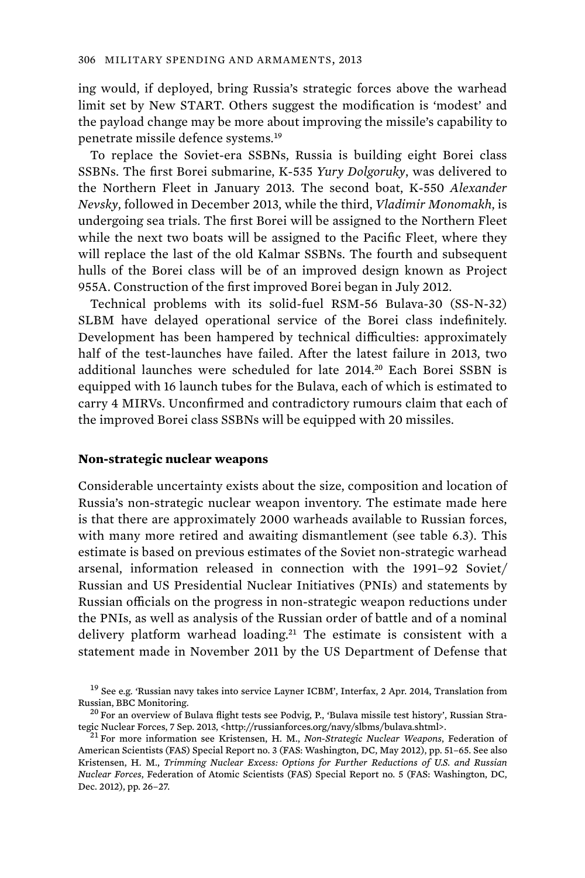ing would, if deployed, bring Russia's strategic forces above the warhead limit set by New START. Others suggest the modification is 'modest' and the payload change may be more about improving the missile's capability to penetrate missile defence systems.[19]

To replace the Soviet-era SSBNs, Russia is building eight Borei class SSBNs. The first Borei submarine, K-535 *Yury Dolgoruky*, was delivered to the Northern Fleet in January 2013. The second boat, K-550 *Alexander Nevsky*, followed in December 2013, while the third, *Vladimir Monomakh*, is undergoing sea trials. The first Borei will be assigned to the Northern Fleet while the next two boats will be assigned to the Pacific Fleet, where they will replace the last of the old Kalmar SSBNs. The fourth and subsequent hulls of the Borei class will be of an improved design known as Project 955A. Construction of the first improved Borei began in July 2012.

Technical problems with its solid-fuel RSM-56 Bulava-30 (SS-N-32) SLBM have delayed operational service of the Borei class indefinitely. Development has been hampered by technical difficulties: approximately half of the test-launches have failed. After the latest failure in 2013, two additional launches were scheduled for late 2014.[20] Each Borei SSBN is equipped with 16 launch tubes for the Bulava, each of which is estimated to carry 4 MIRVs. Unconfirmed and contradictory rumours claim that each of the improved Borei class SSBNs will be equipped with 20 missiles.

### Non-strategic nuclear weapons

Considerable uncertainty exists about the size, composition and location of Russia's non-strategic nuclear weapon inventory. The estimate made here is that there are approximately 2000 warheads available to Russian forces, with many more retired and awaiting dismantlement (see table 6.3). This estimate is based on previous estimates of the Soviet non-strategic warhead arsenal, information released in connection with the 1991–92 Soviet/Russian and US Presidential Nuclear Initiatives (PNIs) and statements by Russian officials on the progress in non-strategic weapon reductions under the PNIs, as well as analysis of the Russian order of battle and of a nominal delivery platform warhead loading.[21] The estimate is consistent with a statement made in November 2011 by the US Department of Defense that

[19] See e.g. 'Russian navy takes into service Layner ICBM', Interfax, 2 Apr. 2014, Translation from Russian, BBC Monitoring.

[20] For an overview of Bulava flight tests see Podvig, P., 'Bulava missile test history', Russian Strategic Nuclear Forces, 7 Sep. 2013, <http://russianforces.org/navy/slbms/bulava.shtml>.

[21] For more information see Kristensen, H. M., *Non-Strategic Nuclear Weapons*, Federation of American Scientists (FAS) Special Report no. 3 (FAS: Washington, DC, May 2012), pp. 51–65. See also Kristensen, H. M., *Trimming Nuclear Excess: Options for Further Reductions of U.S. and Russian Nuclear Forces*, Federation of Atomic Scientists (FAS) Special Report no. 5 (FAS: Washington, DC, Dec. 2012), pp. 26–27.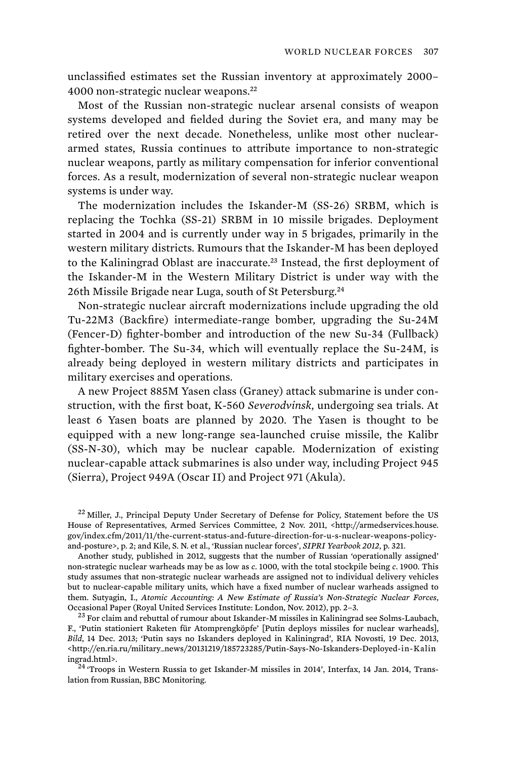unclassified estimates set the Russian inventory at approximately 2000–4000 non-strategic nuclear weapons.[22]

Most of the Russian non-strategic nuclear arsenal consists of weapon systems developed and fielded during the Soviet era, and many may be retired over the next decade. Nonetheless, unlike most other nuclear-armed states, Russia continues to attribute importance to non-strategic nuclear weapons, partly as military compensation for inferior conventional forces. As a result, modernization of several non-strategic nuclear weapon systems is under way.

The modernization includes the Iskander-M (SS-26) SRBM, which is replacing the Tochka (SS-21) SRBM in 10 missile brigades. Deployment started in 2004 and is currently under way in 5 brigades, primarily in the western military districts. Rumours that the Iskander-M has been deployed to the Kaliningrad Oblast are inaccurate.[23] Instead, the first deployment of the Iskander-M in the Western Military District is under way with the 26th Missile Brigade near Luga, south of St Petersburg.[24]

Non-strategic nuclear aircraft modernizations include upgrading the old Tu-22M3 (Backfire) intermediate-range bomber, upgrading the Su-24M (Fencer-D) fighter-bomber and introduction of the new Su-34 (Fullback) fighter-bomber. The Su-34, which will eventually replace the Su-24M, is already being deployed in western military districts and participates in military exercises and operations.

A new Project 885M Yasen class (Graney) attack submarine is under construction, with the first boat, K-560 *Severodvinsk*, undergoing sea trials. At least 6 Yasen boats are planned by 2020. The Yasen is thought to be equipped with a new long-range sea-launched cruise missile, the Kalibr (SS-N-30), which may be nuclear capable. Modernization of existing nuclear-capable attack submarines is also under way, including Project 945 (Sierra), Project 949A (Oscar II) and Project 971 (Akula).

[22] Miller, J., Principal Deputy Under Secretary of Defense for Policy, Statement before the US House of Representatives, Armed Services Committee, 2 Nov. 2011, <http://armedservices.house.gov/index.cfm/2011/11/the-current-status-and-future-direction-for-u-s-nuclear-weapons-policy-and-posture>, p. 2; and Kile, S. N. et al., 'Russian nuclear forces', *SIPRI Yearbook 2012*, p. 321.

Another study, published in 2012, suggests that the number of Russian 'operationally assigned' non-strategic nuclear warheads may be as low as *c*. 1000, with the total stockpile being *c*. 1900. This study assumes that non-strategic nuclear warheads are assigned not to individual delivery vehicles but to nuclear-capable military units, which have a fixed number of nuclear warheads assigned to them. Sutyagin, I., *Atomic Accounting: A New Estimate of Russia's Non-Strategic Nuclear Forces*, Occasional Paper (Royal United Services Institute: London, Nov. 2012), pp. 2–3.

[23] For claim and rebuttal of rumour about Iskander-M missiles in Kaliningrad see Solms-Laubach, F., 'Putin stationiert Raketen für Atomprengköpfe' [Putin deploys missiles for nuclear warheads], *Bild*, 14 Dec. 2013; 'Putin says no Iskanders deployed in Kaliningrad', RIA Novosti, 19 Dec. 2013, <http://en.ria.ru/military_news/20131219/185723285/Putin-Says-No-Iskanders-Deployed-in-Kaliningrad.html>.

[24] 'Troops in Western Russia to get Iskander-M missiles in 2014', Interfax, 14 Jan. 2014, Translation from Russian, BBC Monitoring.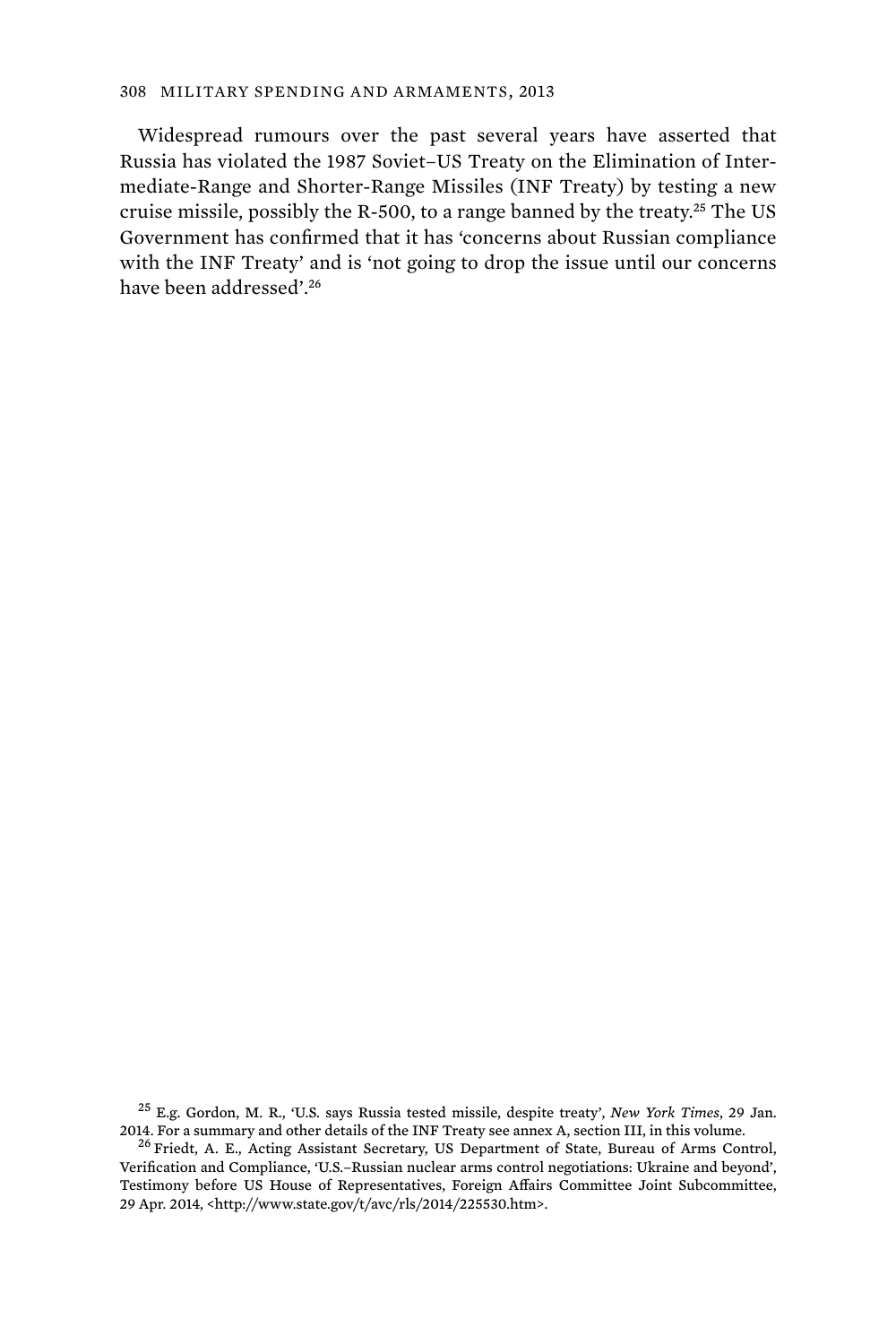Widespread rumours over the past several years have asserted that Russia has violated the 1987 Soviet–US Treaty on the Elimination of Intermediate-Range and Shorter-Range Missiles (INF Treaty) by testing a new cruise missile, possibly the R-500, to a range banned by the treaty.[25] The US Government has confirmed that it has 'concerns about Russian compliance with the INF Treaty' and is 'not going to drop the issue until our concerns have been addressed'.[26]

---

[25] E.g. Gordon, M. R., 'U.S. says Russia tested missile, despite treaty', *New York Times*, 29 Jan. 2014. For a summary and other details of the INF Treaty see annex A, section III, in this volume.

[26] Friedt, A. E., Acting Assistant Secretary, US Department of State, Bureau of Arms Control, Verification and Compliance, 'U.S.–Russian nuclear arms control negotiations: Ukraine and beyond', Testimony before US House of Representatives, Foreign Affairs Committee Joint Subcommittee, 29 Apr. 2014, <http://www.state.gov/t/avc/rls/2014/225530.htm>.